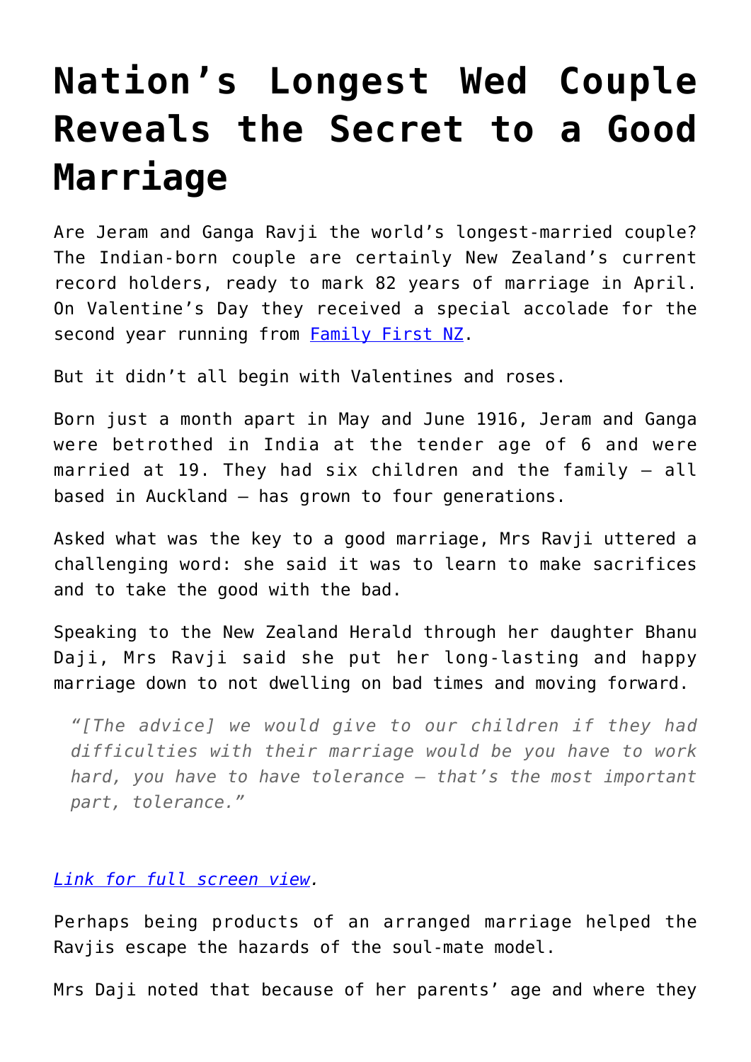# Nation's Longest Wed Couple Reveals the Secret to a Good Marriage

Are Jeram and Ganga Ravji the world's longest-married couple? The Indian-born couple are certainly New Zealand's current record holders, ready to mark 82 years of marriage in April. On Valentine's Day they received a special accolade for the second year running from [Family First NZ](#).

But it didn't all begin with Valentines and roses.

Born just a month apart in May and June 1916, Jeram and Ganga were betrothed in India at the tender age of 6 and were married at 19. They had six children and the family – all based in Auckland – has grown to four generations.

Asked what was the key to a good marriage, Mrs Ravji uttered a challenging word: she said it was to learn to make sacrifices and to take the good with the bad.

Speaking to the New Zealand Herald through her daughter Bhanu Daji, Mrs Ravji said she put her long-lasting and happy marriage down to not dwelling on bad times and moving forward.

> *"[The advice] we would give to our children if they had difficulties with their marriage would be you have to work hard, you have to have tolerance – that's the most important part, tolerance."*

*[Link for full screen view](#).*

Perhaps being products of an arranged marriage helped the Ravjis escape the hazards of the soul-mate model.

Mrs Daji noted that because of her parents' age and where they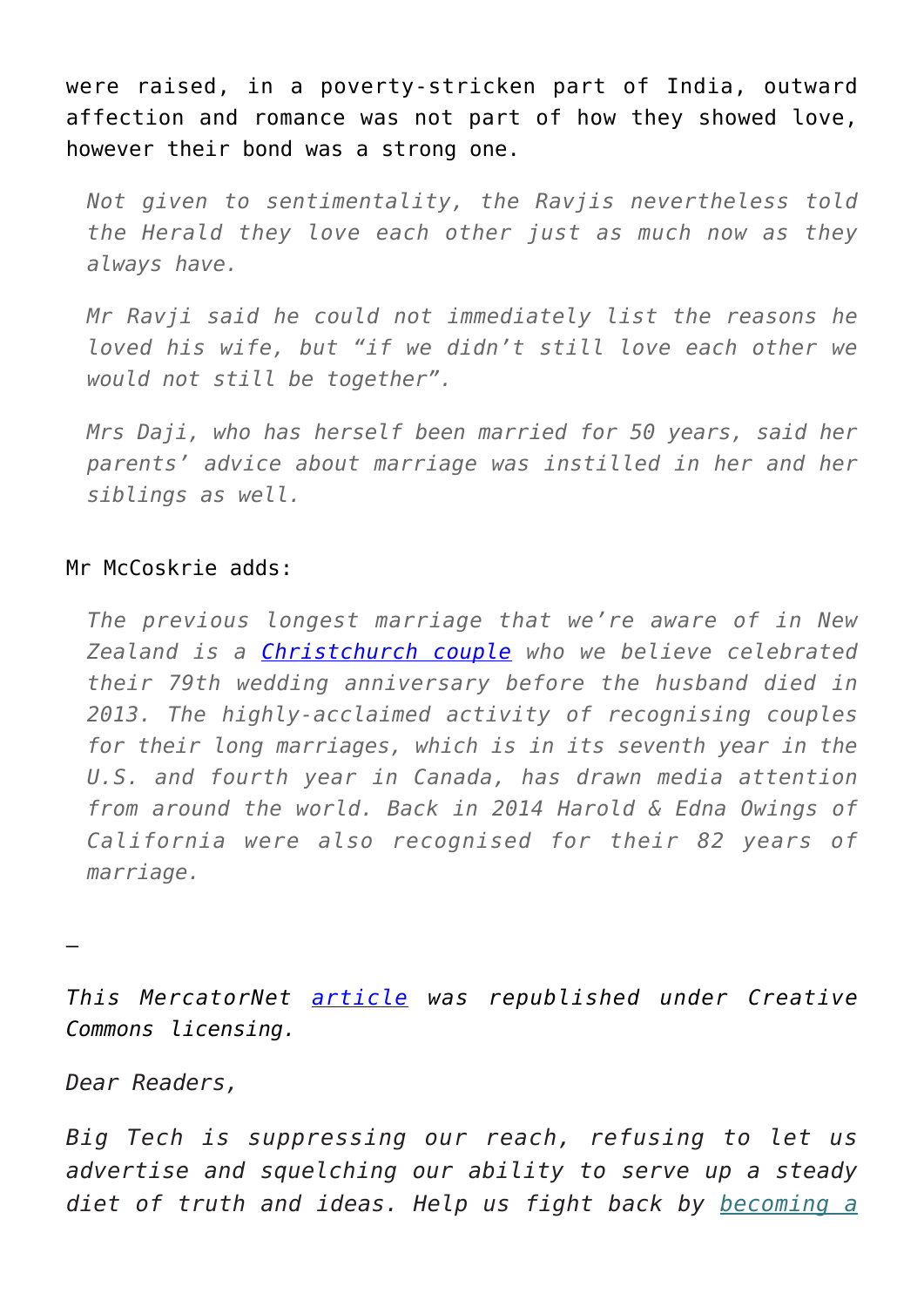were raised, in a poverty-stricken part of India, outward affection and romance was not part of how they showed love, however their bond was a strong one.

> *Not given to sentimentality, the Ravjis nevertheless told the Herald they love each other just as much now as they always have.*
>
> *Mr Ravji said he could not immediately list the reasons he loved his wife, but "if we didn't still love each other we would not still be together".*
>
> *Mrs Daji, who has herself been married for 50 years, said her parents' advice about marriage was instilled in her and her siblings as well.*

Mr McCoskrie adds:

> *The previous longest marriage that we're aware of in New Zealand is a Christchurch couple who we believe celebrated their 79th wedding anniversary before the husband died in 2013. The highly-acclaimed activity of recognising couples for their long marriages, which is in its seventh year in the U.S. and fourth year in Canada, has drawn media attention from around the world. Back in 2014 Harold & Edna Owings of California were also recognised for their 82 years of marriage.*

—

*This MercatorNet article was republished under Creative Commons licensing.*

*Dear Readers,*

*Big Tech is suppressing our reach, refusing to let us advertise and squelching our ability to serve up a steady diet of truth and ideas. Help us fight back by becoming a*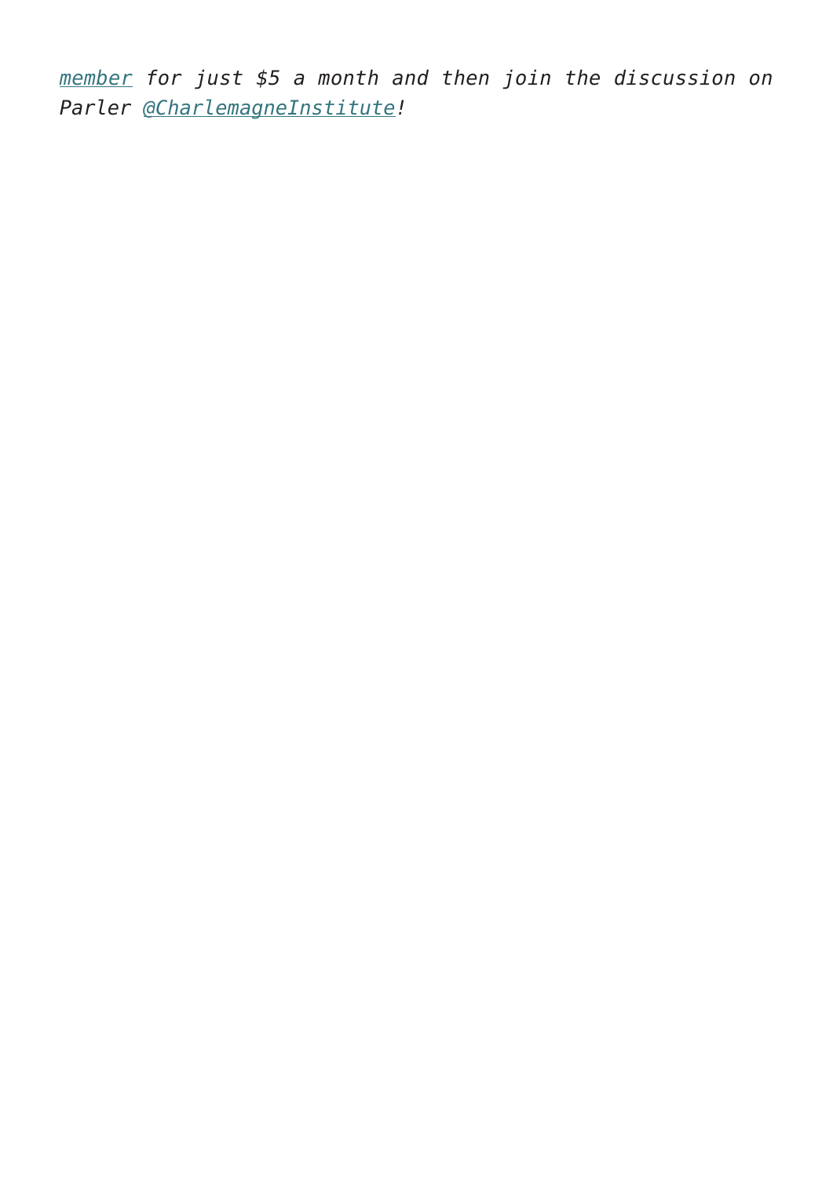*[member](#) for just $5 a month and then join the discussion on Parler [@CharlemagneInstitute](#)!*